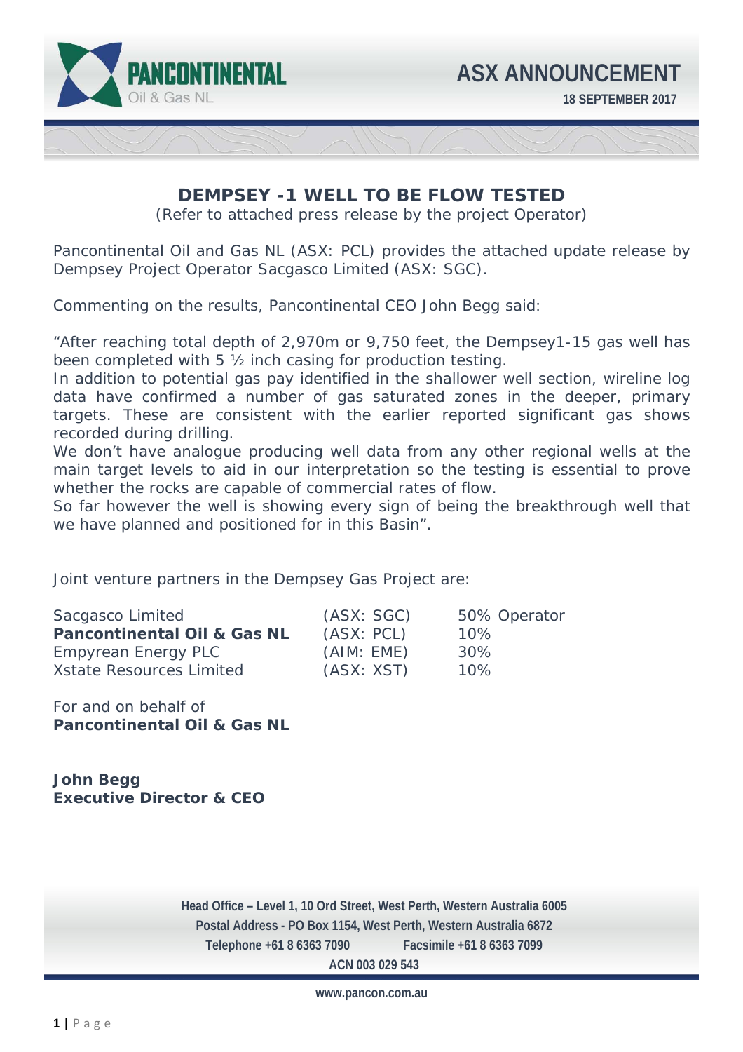PANCONTINENTAL Oil & Gas NL

# ASX ANNOUNCEMENT

**18 SEPTEMBER 2017**

## DEMPSEY -1 WELL TO BE FLOW TESTED

(Refer to attached press release by the project Operator)

Pancontinental Oil and Gas NL (ASX: PCL) provides the attached update release by Dempsey Project Operator Sacgasco Limited (ASX: SGC).

Commenting on the results, Pancontinental CEO John Begg said:

"After reaching total depth of 2,970m or 9,750 feet, the Dempsey1-15 gas well has been completed with 5 ½ inch casing for production testing.
In addition to potential gas pay identified in the shallower well section, wireline log data have confirmed a number of gas saturated zones in the deeper, primary targets. These are consistent with the earlier reported significant gas shows recorded during drilling.
We don't have analogue producing well data from any other regional wells at the main target levels to aid in our interpretation so the testing is essential to prove whether the rocks are capable of commercial rates of flow.
So far however the well is showing every sign of being the breakthrough well that we have planned and positioned for in this Basin".

Joint venture partners in the Dempsey Gas Project are:

| | | |
|---|---|---|
| Sacgasco Limited | (ASX: SGC) | 50% Operator |
| **Pancontinental Oil & Gas NL** | (ASX: PCL) | 10% |
| Empyrean Energy PLC | (AIM: EME) | 30% |
| Xstate Resources Limited | (ASX: XST) | 10% |

For and on behalf of
**Pancontinental Oil & Gas NL**

**John Begg**
**Executive Director & CEO**

Head Office – Level 1, 10 Ord Street, West Perth, Western Australia 6005
Postal Address - PO Box 1154, West Perth, Western Australia 6872
Telephone +61 8 6363 7090 Facsimile +61 8 6363 7099
ACN 003 029 543

www.pancon.com.au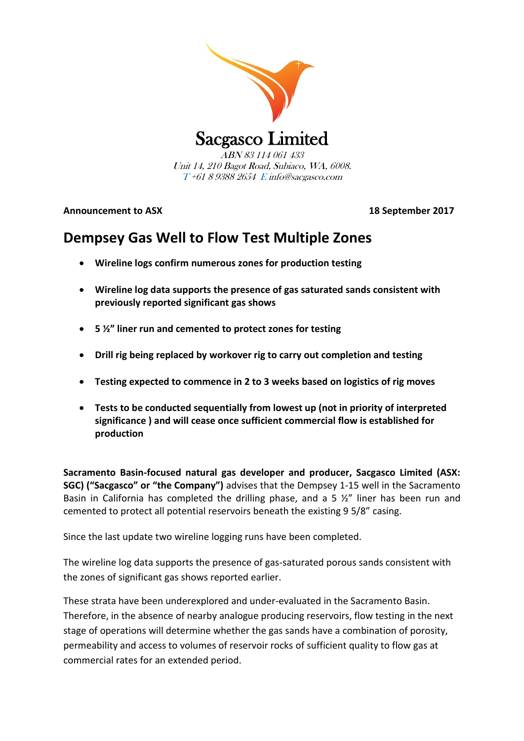# Sacgasco Limited

*ABN 83 114 061 433*
*Unit 14, 210 Bagot Road, Subiaco, WA, 6008.*
*T +61 8 9388 2654 E info@sacgasco.com*

**Announcement to ASX** **18 September 2017**

## Dempsey Gas Well to Flow Test Multiple Zones

- **Wireline logs confirm numerous zones for production testing**
- **Wireline log data supports the presence of gas saturated sands consistent with previously reported significant gas shows**
- **5 ½" liner run and cemented to protect zones for testing**
- **Drill rig being replaced by workover rig to carry out completion and testing**
- **Testing expected to commence in 2 to 3 weeks based on logistics of rig moves**
- **Tests to be conducted sequentially from lowest up (not in priority of interpreted significance ) and will cease once sufficient commercial flow is established for production**

**Sacramento Basin-focused natural gas developer and producer, Sacgasco Limited (ASX: SGC) ("Sacgasco" or "the Company")** advises that the Dempsey 1-15 well in the Sacramento Basin in California has completed the drilling phase, and a 5 ½" liner has been run and cemented to protect all potential reservoirs beneath the existing 9 5/8" casing.

Since the last update two wireline logging runs have been completed.

The wireline log data supports the presence of gas-saturated porous sands consistent with the zones of significant gas shows reported earlier.

These strata have been underexplored and under-evaluated in the Sacramento Basin. Therefore, in the absence of nearby analogue producing reservoirs, flow testing in the next stage of operations will determine whether the gas sands have a combination of porosity, permeability and access to volumes of reservoir rocks of sufficient quality to flow gas at commercial rates for an extended period.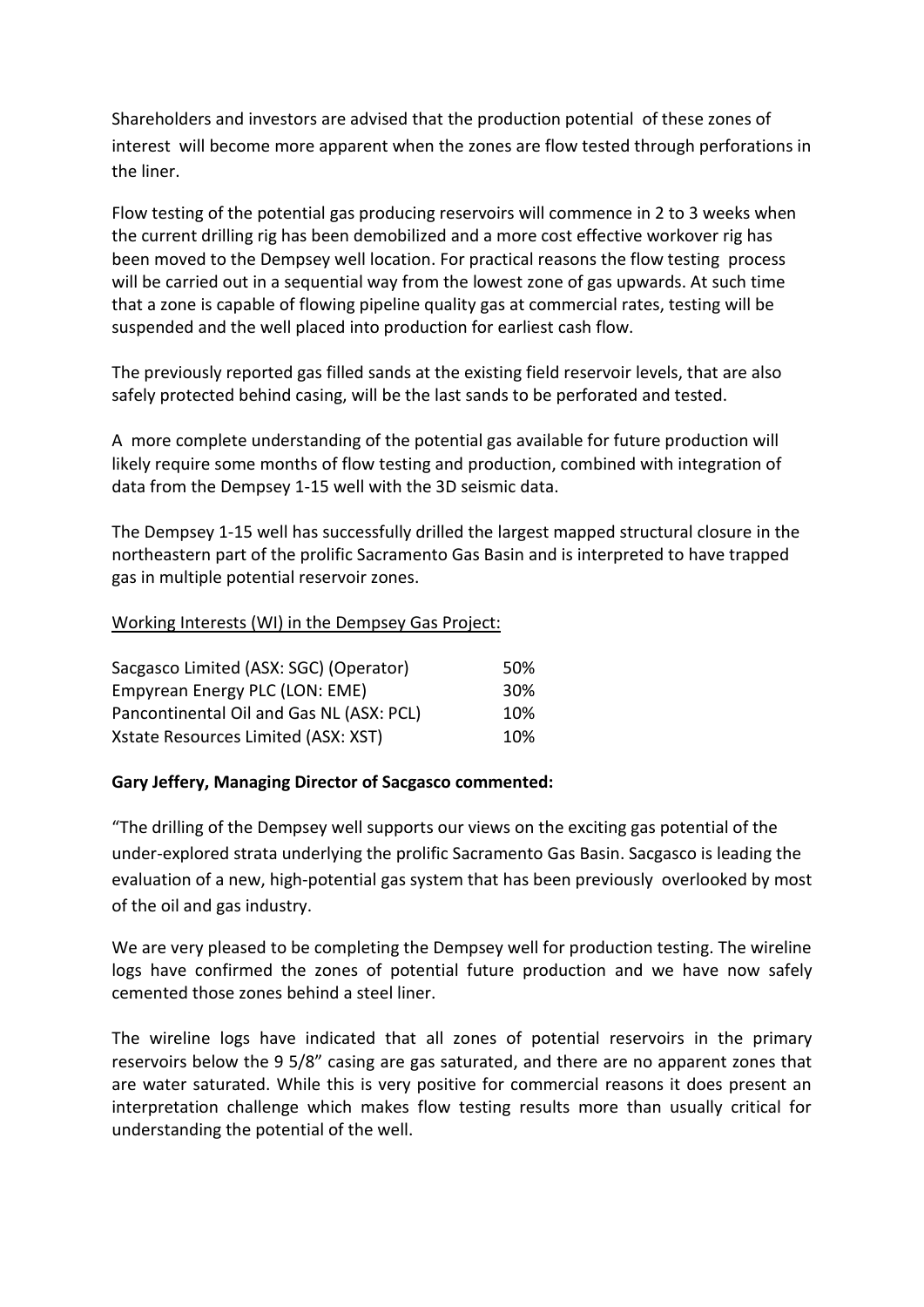Shareholders and investors are advised that the production potential of these zones of interest will become more apparent when the zones are flow tested through perforations in the liner.

Flow testing of the potential gas producing reservoirs will commence in 2 to 3 weeks when the current drilling rig has been demobilized and a more cost effective workover rig has been moved to the Dempsey well location. For practical reasons the flow testing process will be carried out in a sequential way from the lowest zone of gas upwards. At such time that a zone is capable of flowing pipeline quality gas at commercial rates, testing will be suspended and the well placed into production for earliest cash flow.

The previously reported gas filled sands at the existing field reservoir levels, that are also safely protected behind casing, will be the last sands to be perforated and tested.

A more complete understanding of the potential gas available for future production will likely require some months of flow testing and production, combined with integration of data from the Dempsey 1-15 well with the 3D seismic data.

The Dempsey 1-15 well has successfully drilled the largest mapped structural closure in the northeastern part of the prolific Sacramento Gas Basin and is interpreted to have trapped gas in multiple potential reservoir zones.

<u>Working Interests (WI) in the Dempsey Gas Project:</u>

| | |
|---|---|
| Sacgasco Limited (ASX: SGC) (Operator) | 50% |
| Empyrean Energy PLC (LON: EME) | 30% |
| Pancontinental Oil and Gas NL (ASX: PCL) | 10% |
| Xstate Resources Limited (ASX: XST) | 10% |

**Gary Jeffery, Managing Director of Sacgasco commented:**

"The drilling of the Dempsey well supports our views on the exciting gas potential of the under-explored strata underlying the prolific Sacramento Gas Basin. Sacgasco is leading the evaluation of a new, high-potential gas system that has been previously overlooked by most of the oil and gas industry.

We are very pleased to be completing the Dempsey well for production testing. The wireline logs have confirmed the zones of potential future production and we have now safely cemented those zones behind a steel liner.

The wireline logs have indicated that all zones of potential reservoirs in the primary reservoirs below the 9 5/8" casing are gas saturated, and there are no apparent zones that are water saturated. While this is very positive for commercial reasons it does present an interpretation challenge which makes flow testing results more than usually critical for understanding the potential of the well.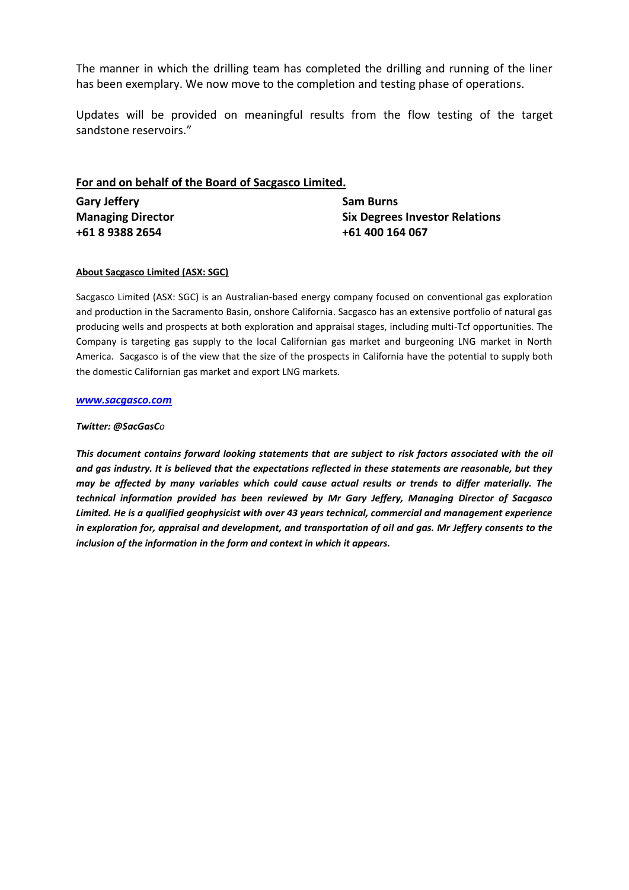The manner in which the drilling team has completed the drilling and running of the liner has been exemplary. We now move to the completion and testing phase of operations.

Updates will be provided on meaningful results from the flow testing of the target sandstone reservoirs."

**For and on behalf of the Board of Sacgasco Limited.**

| | |
|---|---|
| **Gary Jeffery** | **Sam Burns** |
| **Managing Director** | **Six Degrees Investor Relations** |
| **+61 8 9388 2654** | **+61 400 164 067** |

**About Sacgasco Limited (ASX: SGC)**

Sacgasco Limited (ASX: SGC) is an Australian-based energy company focused on conventional gas exploration and production in the Sacramento Basin, onshore California. Sacgasco has an extensive portfolio of natural gas producing wells and prospects at both exploration and appraisal stages, including multi-Tcf opportunities. The Company is targeting gas supply to the local Californian gas market and burgeoning LNG market in North America. Sacgasco is of the view that the size of the prospects in California have the potential to supply both the domestic Californian gas market and export LNG markets.

*www.sacgasco.com*

***Twitter: @SacGasCo***

***This document contains forward looking statements that are subject to risk factors associated with the oil and gas industry. It is believed that the expectations reflected in these statements are reasonable, but they may be affected by many variables which could cause actual results or trends to differ materially. The technical information provided has been reviewed by Mr Gary Jeffery, Managing Director of Sacgasco Limited. He is a qualified geophysicist with over 43 years technical, commercial and management experience in exploration for, appraisal and development, and transportation of oil and gas. Mr Jeffery consents to the inclusion of the information in the form and context in which it appears.***